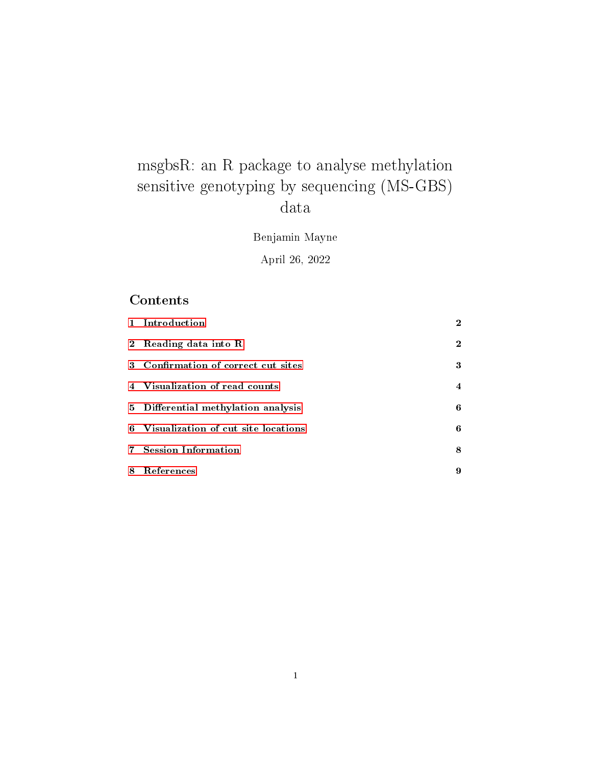# msgbsR: an R package to analyse methylation sensitive genotyping by sequencing (MS-GBS) data

Benjamin Mayne

April 26, 2022

## Contents

| | |
|---|---|
| **1 Introduction** | **2** |
| **2 Reading data into R** | **2** |
| **3 Confirmation of correct cut sites** | **3** |
| **4 Visualization of read counts** | **4** |
| **5 Differential methylation analysis** | **6** |
| **6 Visualization of cut site locations** | **6** |
| **7 Session Information** | **8** |
| **8 References** | **9** |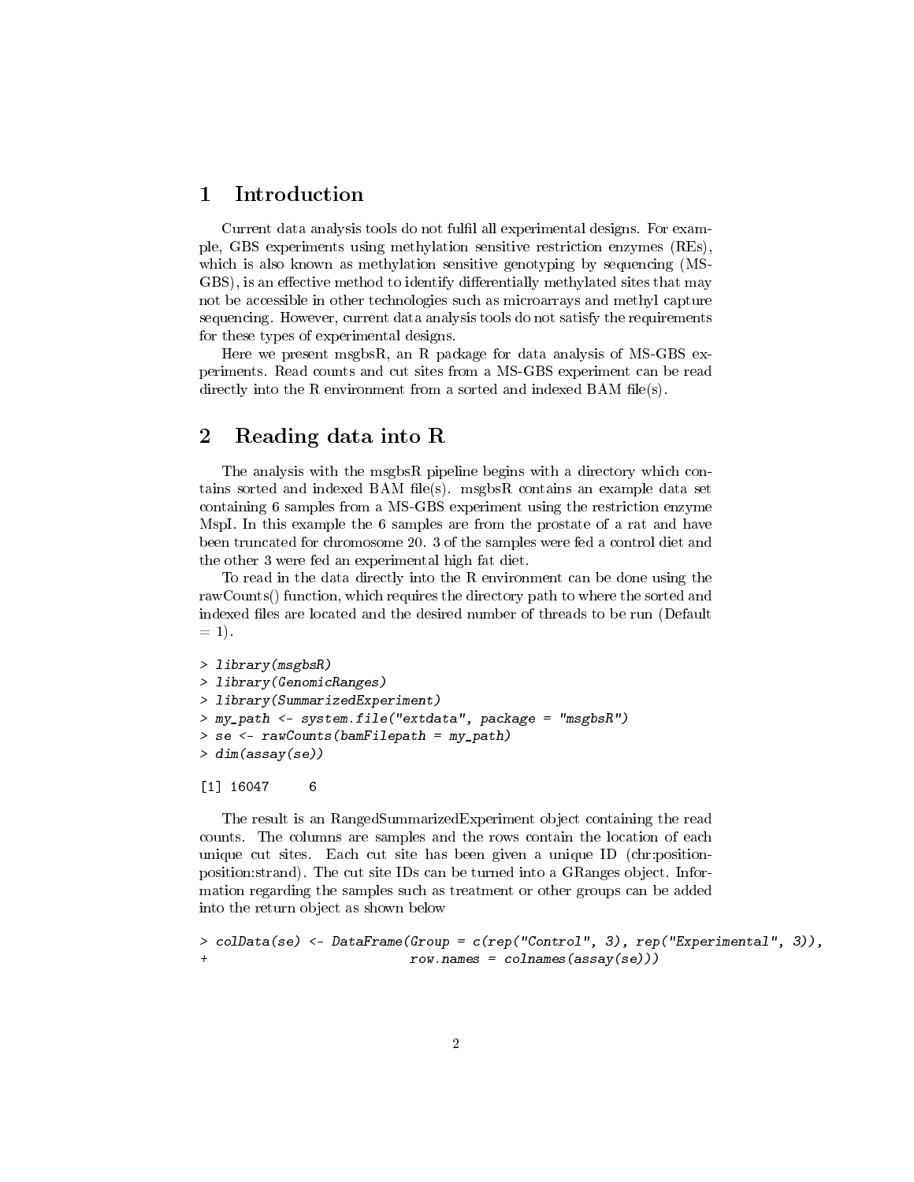# 1 Introduction

Current data analysis tools do not fulfil all experimental designs. For example, GBS experiments using methylation sensitive restriction enzymes (REs), which is also known as methylation sensitive genotyping by sequencing (MS-GBS), is an effective method to identify differentially methylated sites that may not be accessible in other technologies such as microarrays and methyl capture sequencing. However, current data analysis tools do not satisfy the requirements for these types of experimental designs.

Here we present msgbsR, an R package for data analysis of MS-GBS experiments. Read counts and cut sites from a MS-GBS experiment can be read directly into the R environment from a sorted and indexed BAM file(s).

# 2 Reading data into R

The analysis with the msgbsR pipeline begins with a directory which contains sorted and indexed BAM file(s). msgbsR contains an example data set containing 6 samples from a MS-GBS experiment using the restriction enzyme MspI. In this example the 6 samples are from the prostate of a rat and have been truncated for chromosome 20. 3 of the samples were fed a control diet and the other 3 were fed an experimental high fat diet.

To read in the data directly into the R environment can be done using the rawCounts() function, which requires the directory path to where the sorted and indexed files are located and the desired number of threads to be run (Default = 1).

```
> library(msgbsR)
> library(GenomicRanges)
> library(SummarizedExperiment)
> my_path <- system.file("extdata", package = "msgbsR")
> se <- rawCounts(bamFilepath = my_path)
> dim(assay(se))

[1] 16047     6
```

The result is an RangedSummarizedExperiment object containing the read counts. The columns are samples and the rows contain the location of each unique cut sites. Each cut site has been given a unique ID (chr:position-position:strand). The cut site IDs can be turned into a GRanges object. Information regarding the samples such as treatment or other groups can be added into the return object as shown below

```
> colData(se) <- DataFrame(Group = c(rep("Control", 3), rep("Experimental", 3)),
+                          row.names = colnames(assay(se)))
```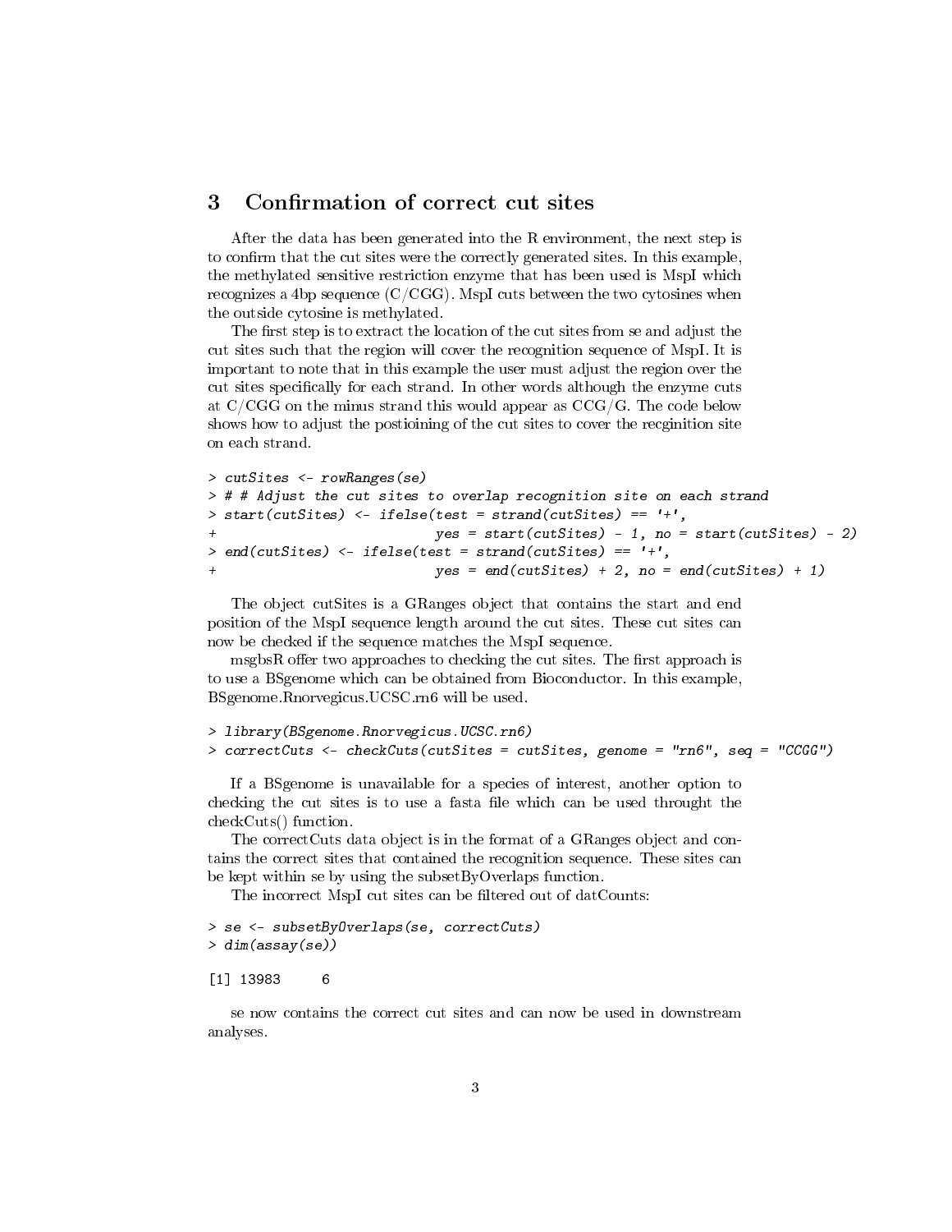## 3 Confirmation of correct cut sites

After the data has been generated into the R environment, the next step is to confirm that the cut sites were the correctly generated sites. In this example, the methylated sensitive restriction enzyme that has been used is MspI which recognizes a 4bp sequence (C/CGG). MspI cuts between the two cytosines when the outside cytosine is methylated.

The first step is to extract the location of the cut sites from se and adjust the cut sites such that the region will cover the recognition sequence of MspI. It is important to note that in this example the user must adjust the region over the cut sites specifically for each strand. In other words although the enzyme cuts at C/CGG on the minus strand this would appear as CCG/G. The code below shows how to adjust the postioining of the cut sites to cover the recginition site on each strand.

```
> cutSites <- rowRanges(se)
> # # Adjust the cut sites to overlap recognition site on each strand
> start(cutSites) <- ifelse(test = strand(cutSites) == '+',
+                           yes = start(cutSites) - 1, no = start(cutSites) - 2)
> end(cutSites) <- ifelse(test = strand(cutSites) == '+',
+                         yes = end(cutSites) + 2, no = end(cutSites) + 1)
```

The object cutSites is a GRanges object that contains the start and end position of the MspI sequence length around the cut sites. These cut sites can now be checked if the sequence matches the MspI sequence.

msgbsR offer two approaches to checking the cut sites. The first approach is to use a BSgenome which can be obtained from Bioconductor. In this example, BSgenome.Rnorvegicus.UCSC.rn6 will be used.

```
> library(BSgenome.Rnorvegicus.UCSC.rn6)
> correctCuts <- checkCuts(cutSites = cutSites, genome = "rn6", seq = "CCGG")
```

If a BSgenome is unavailable for a species of interest, another option to checking the cut sites is to use a fasta file which can be used throught the checkCuts() function.

The correctCuts data object is in the format of a GRanges object and contains the correct sites that contained the recognition sequence. These sites can be kept within se by using the subsetByOverlaps function.

The incorrect MspI cut sites can be filtered out of datCounts:

```
> se <- subsetByOverlaps(se, correctCuts)
> dim(assay(se))

[1] 13983     6
```

se now contains the correct cut sites and can now be used in downstream analyses.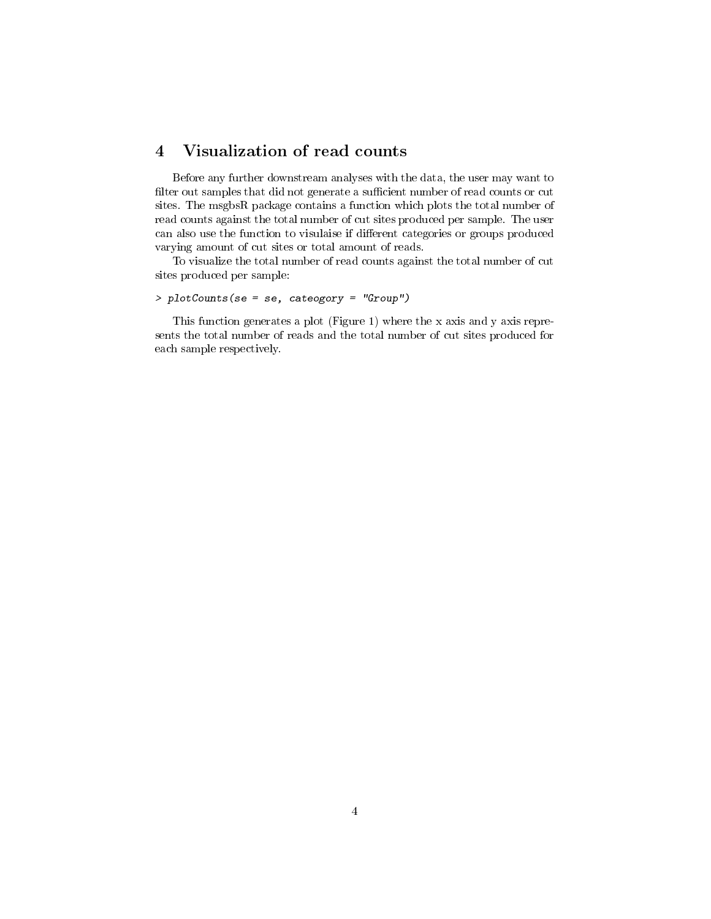# 4 Visualization of read counts

Before any further downstream analyses with the data, the user may want to filter out samples that did not generate a sufficient number of read counts or cut sites. The msgbsR package contains a function which plots the total number of read counts against the total number of cut sites produced per sample. The user can also use the function to visulaise if different categories or groups produced varying amount of cut sites or total amount of reads.

To visualize the total number of read counts against the total number of cut sites produced per sample:

```
> plotCounts(se = se, cateogory = "Group")
```

This function generates a plot (Figure 1) where the x axis and y axis represents the total number of reads and the total number of cut sites produced for each sample respectively.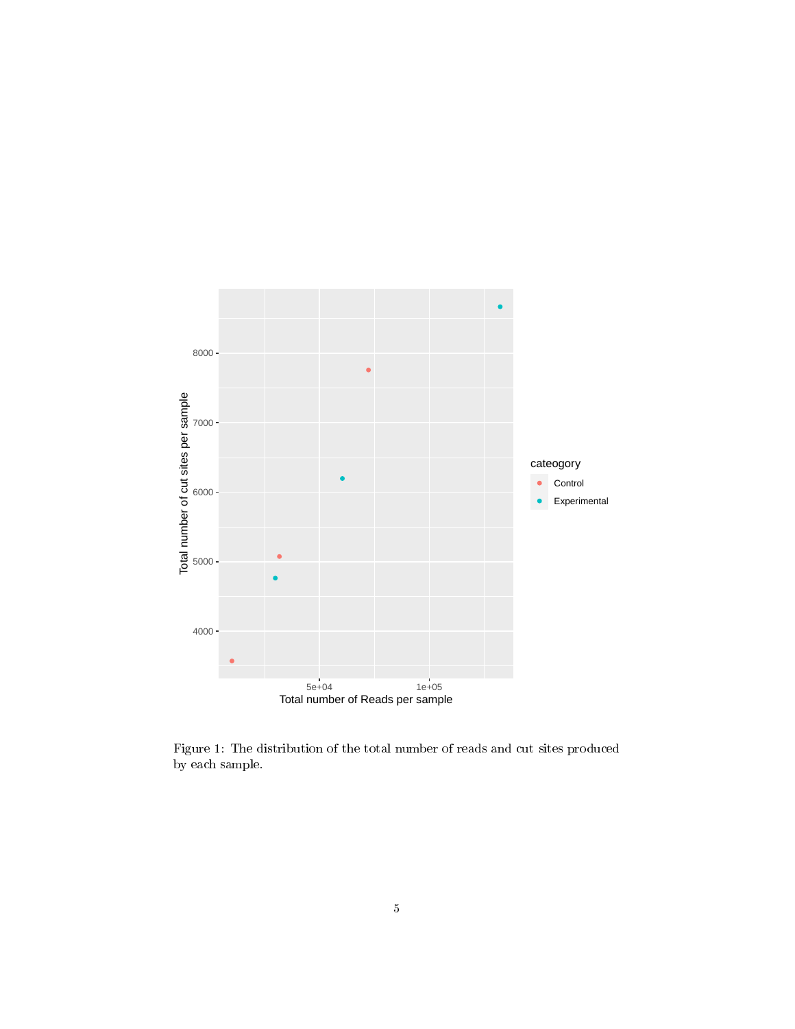Figure 1: The distribution of the total number of reads and cut sites produced by each sample.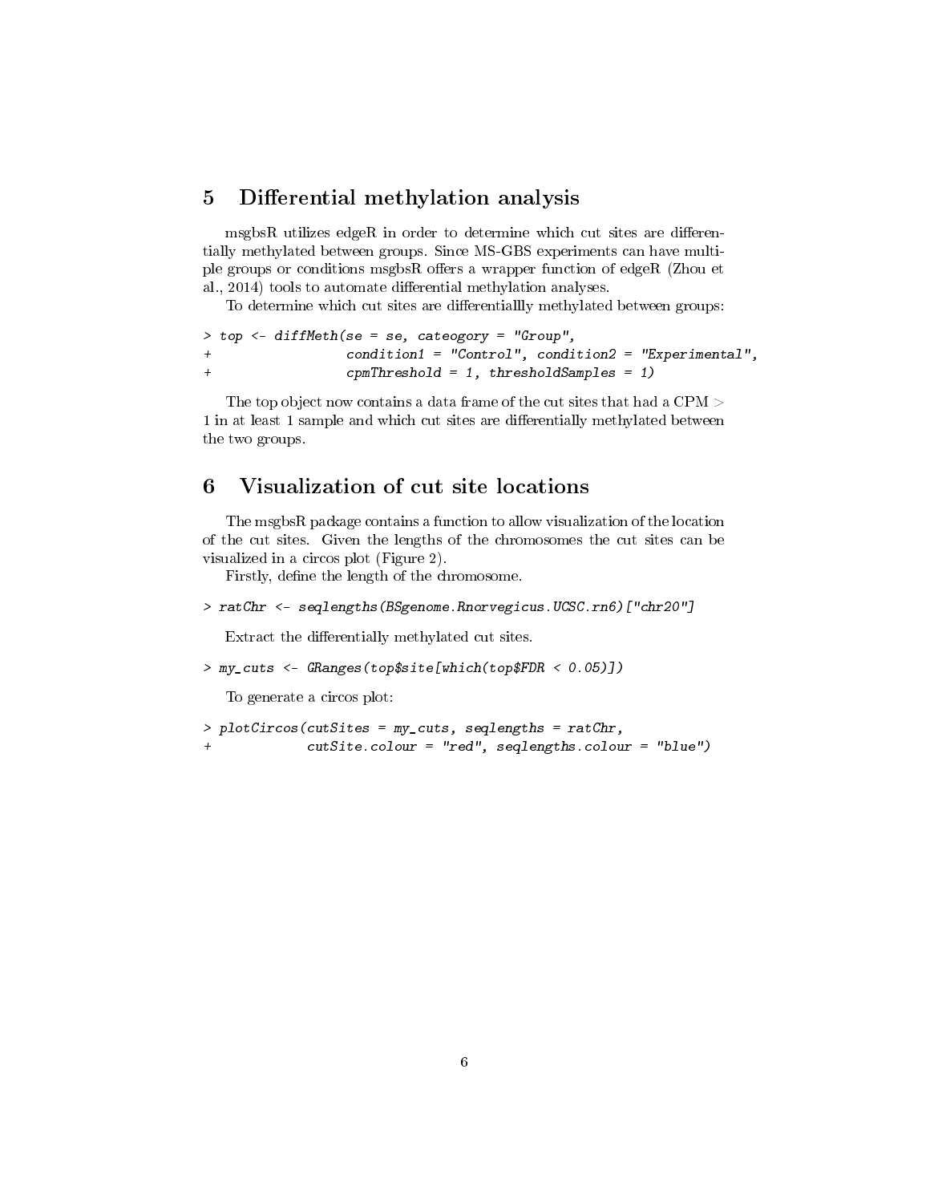## 5 Differential methylation analysis

msgbsR utilizes edgeR in order to determine which cut sites are differentially methylated between groups. Since MS-GBS experiments can have multiple groups or conditions msgbsR offers a wrapper function of edgeR (Zhou et al., 2014) tools to automate differential methylation analyses.

To determine which cut sites are differentiallly methylated between groups:

```
> top <- diffMeth(se = se, cateogory = "Group",
+                 condition1 = "Control", condition2 = "Experimental",
+                 cpmThreshold = 1, thresholdSamples = 1)
```

The top object now contains a data frame of the cut sites that had a CPM > 1 in at least 1 sample and which cut sites are differentially methylated between the two groups.

## 6 Visualization of cut site locations

The msgbsR package contains a function to allow visualization of the location of the cut sites. Given the lengths of the chromosomes the cut sites can be visualized in a circos plot (Figure 2).

Firstly, define the length of the chromosome.

```
> ratChr <- seqlengths(BSgenome.Rnorvegicus.UCSC.rn6)["chr20"]
```

Extract the differentially methylated cut sites.

```
> my_cuts <- GRanges(top$site[which(top$FDR < 0.05)])
```

To generate a circos plot:

```
> plotCircos(cutSites = my_cuts, seqlengths = ratChr,
+            cutSite.colour = "red", seqlengths.colour = "blue")
```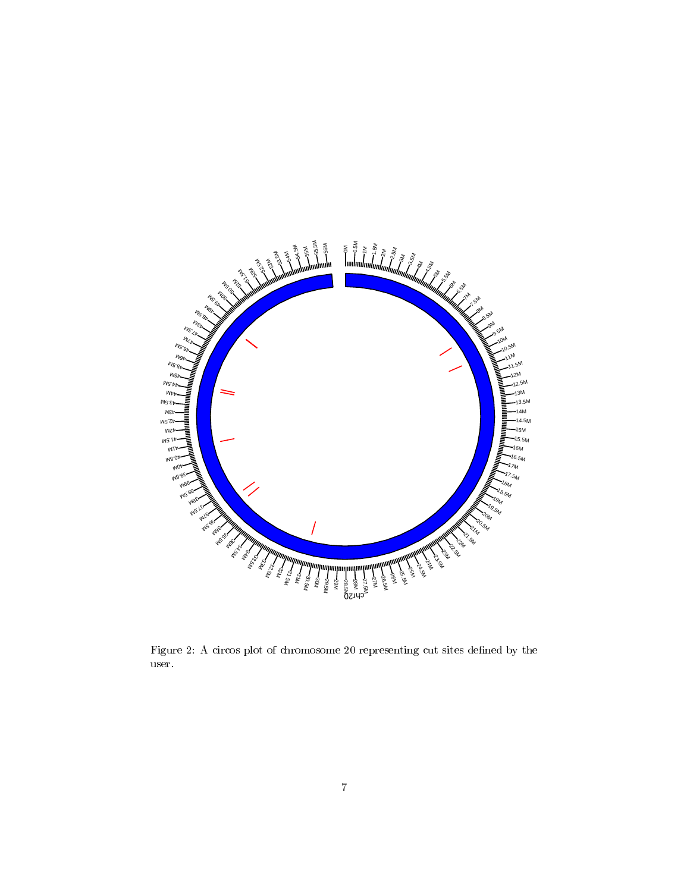Figure 2: A circos plot of chromosome 20 representing cut sites defined by the user.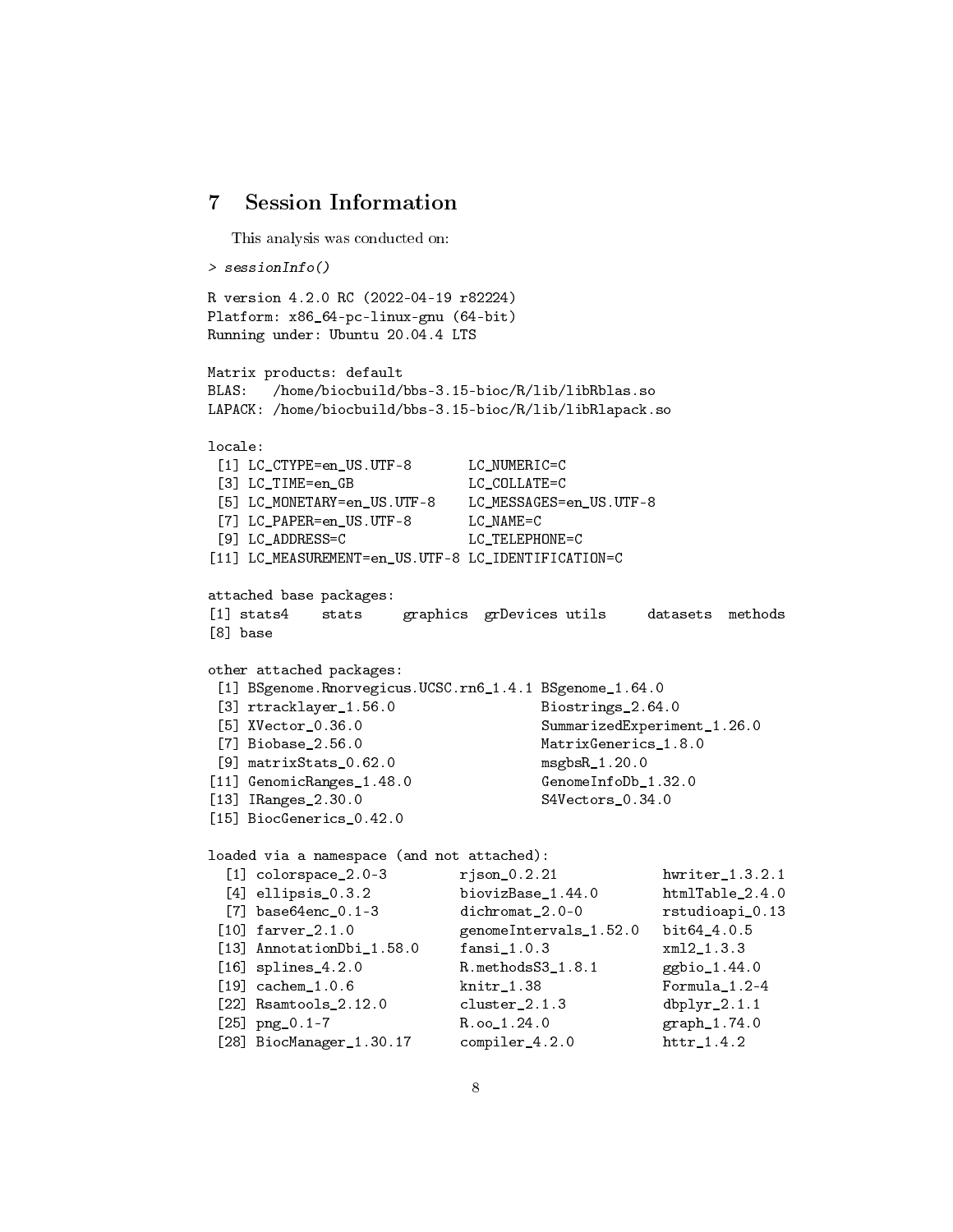## 7 Session Information

This analysis was conducted on:

```
> sessionInfo()

R version 4.2.0 RC (2022-04-19 r82224)
Platform: x86_64-pc-linux-gnu (64-bit)
Running under: Ubuntu 20.04.4 LTS

Matrix products: default
BLAS:   /home/biocbuild/bbs-3.15-bioc/R/lib/libRblas.so
LAPACK: /home/biocbuild/bbs-3.15-bioc/R/lib/libRlapack.so

locale:
 [1] LC_CTYPE=en_US.UTF-8       LC_NUMERIC=C
 [3] LC_TIME=en_GB              LC_COLLATE=C
 [5] LC_MONETARY=en_US.UTF-8    LC_MESSAGES=en_US.UTF-8
 [7] LC_PAPER=en_US.UTF-8       LC_NAME=C
 [9] LC_ADDRESS=C               LC_TELEPHONE=C
[11] LC_MEASUREMENT=en_US.UTF-8 LC_IDENTIFICATION=C

attached base packages:
[1] stats4    stats     graphics  grDevices utils     datasets  methods
[8] base

other attached packages:
 [1] BSgenome.Rnorvegicus.UCSC.rn6_1.4.1 BSgenome_1.64.0
 [3] rtracklayer_1.56.0                  Biostrings_2.64.0
 [5] XVector_0.36.0                      SummarizedExperiment_1.26.0
 [7] Biobase_2.56.0                      MatrixGenerics_1.8.0
 [9] matrixStats_0.62.0                  msgbsR_1.20.0
[11] GenomicRanges_1.48.0                GenomeInfoDb_1.32.0
[13] IRanges_2.30.0                      S4Vectors_0.34.0
[15] BiocGenerics_0.42.0

loaded via a namespace (and not attached):
  [1] colorspace_2.0-3        rjson_0.2.21            hwriter_1.3.2.1
  [4] ellipsis_0.3.2          biovizBase_1.44.0       htmlTable_2.4.0
  [7] base64enc_0.1-3         dichromat_2.0-0         rstudioapi_0.13
 [10] farver_2.1.0            genomeIntervals_1.52.0  bit64_4.0.5
 [13] AnnotationDbi_1.58.0    fansi_1.0.3             xml2_1.3.3
 [16] splines_4.2.0           R.methodsS3_1.8.1       ggbio_1.44.0
 [19] cachem_1.0.6            knitr_1.38              Formula_1.2-4
 [22] Rsamtools_2.12.0        cluster_2.1.3           dbplyr_2.1.1
 [25] png_0.1-7               R.oo_1.24.0             graph_1.74.0
 [28] BiocManager_1.30.17     compiler_4.2.0          httr_1.4.2
```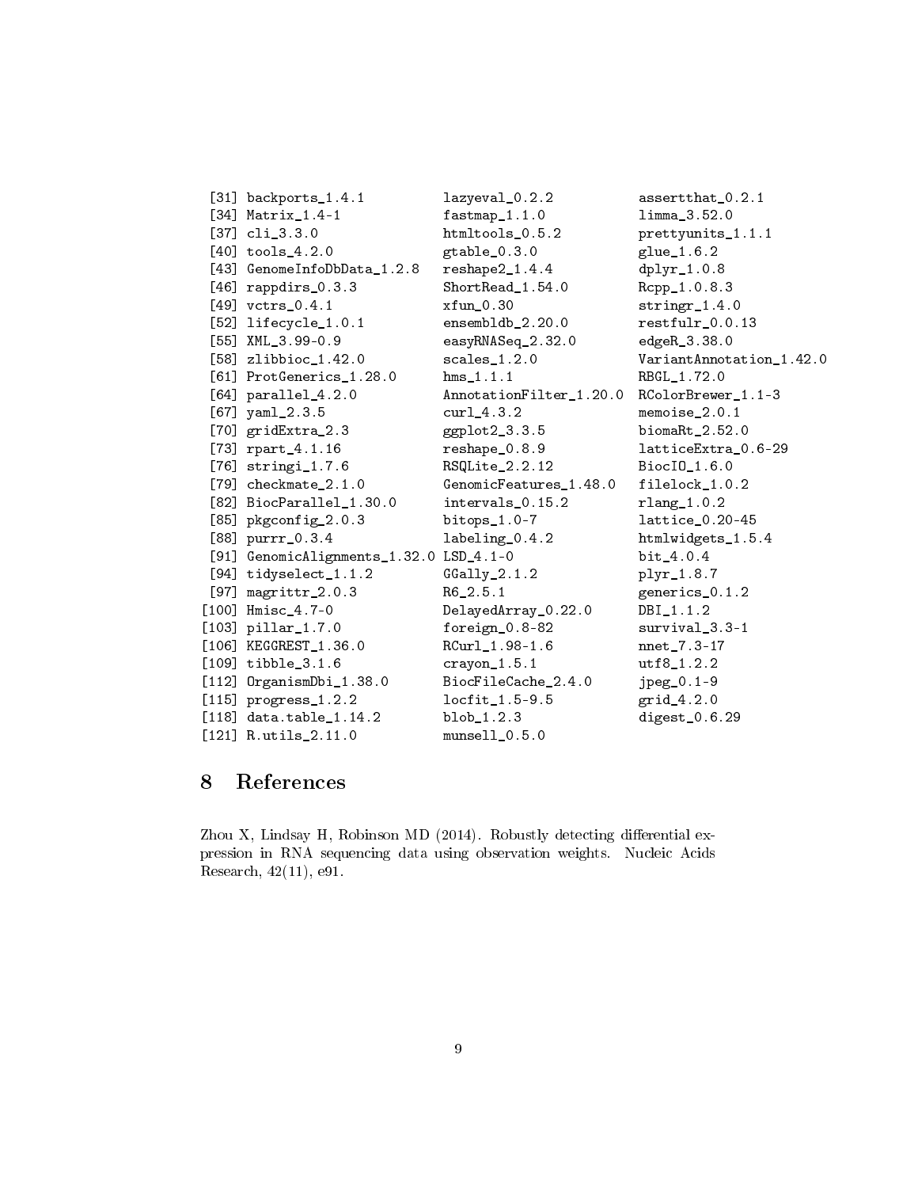```
 [31] backports_1.4.1          lazyeval_0.2.2           assertthat_0.2.1
 [34] Matrix_1.4-1             fastmap_1.1.0            limma_3.52.0
 [37] cli_3.3.0                htmltools_0.5.2          prettyunits_1.1.1
 [40] tools_4.2.0              gtable_0.3.0             glue_1.6.2
 [43] GenomeInfoDbData_1.2.8   reshape2_1.4.4           dplyr_1.0.8
 [46] rappdirs_0.3.3           ShortRead_1.54.0         Rcpp_1.0.8.3
 [49] vctrs_0.4.1              xfun_0.30                stringr_1.4.0
 [52] lifecycle_1.0.1          ensembldb_2.20.0         restfulr_0.0.13
 [55] XML_3.99-0.9             easyRNASeq_2.32.0        edgeR_3.38.0
 [58] zlibbioc_1.42.0          scales_1.2.0             VariantAnnotation_1.42.0
 [61] ProtGenerics_1.28.0      hms_1.1.1                RBGL_1.72.0
 [64] parallel_4.2.0           AnnotationFilter_1.20.0  RColorBrewer_1.1-3
 [67] yaml_2.3.5               curl_4.3.2               memoise_2.0.1
 [70] gridExtra_2.3            ggplot2_3.3.5            biomaRt_2.52.0
 [73] rpart_4.1.16             reshape_0.8.9            latticeExtra_0.6-29
 [76] stringi_1.7.6            RSQLite_2.2.12           BiocIO_1.6.0
 [79] checkmate_2.1.0          GenomicFeatures_1.48.0   filelock_1.0.2
 [82] BiocParallel_1.30.0      intervals_0.15.2         rlang_1.0.2
 [85] pkgconfig_2.0.3          bitops_1.0-7             lattice_0.20-45
 [88] purrr_0.3.4              labeling_0.4.2           htmlwidgets_1.5.4
 [91] GenomicAlignments_1.32.0 LSD_4.1-0                bit_4.0.4
 [94] tidyselect_1.1.2         GGally_2.1.2             plyr_1.8.7
 [97] magrittr_2.0.3           R6_2.5.1                 generics_0.1.2
[100] Hmisc_4.7-0              DelayedArray_0.22.0      DBI_1.1.2
[103] pillar_1.7.0             foreign_0.8-82           survival_3.3-1
[106] KEGGREST_1.36.0          RCurl_1.98-1.6           nnet_7.3-17
[109] tibble_3.1.6             crayon_1.5.1             utf8_1.2.2
[112] OrganismDbi_1.38.0       BiocFileCache_2.4.0      jpeg_0.1-9
[115] progress_1.2.2           locfit_1.5-9.5           grid_4.2.0
[118] data.table_1.14.2        blob_1.2.3               digest_0.6.29
[121] R.utils_2.11.0           munsell_0.5.0
```

## 8 References

Zhou X, Lindsay H, Robinson MD (2014). Robustly detecting differential expression in RNA sequencing data using observation weights. Nucleic Acids Research, 42(11), e91.